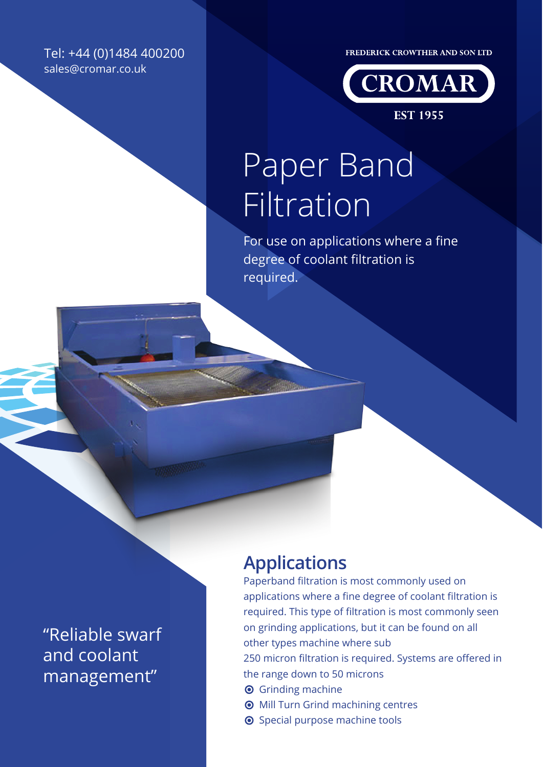Tel: +44 (0)1484 400200
sales@cromar.co.uk

FREDERICK CROWTHER AND SON LTD

CROMAR

EST 1955

# Paper Band Filtration

For use on applications where a fine degree of coolant filtration is required.

"Reliable swarf and coolant management"

## Applications

Paperband filtration is most commonly used on applications where a fine degree of coolant filtration is required. This type of filtration is most commonly seen on grinding applications, but it can be found on all other types machine where sub 250 micron filtration is required. Systems are offered in the range down to 50 microns

- Grinding machine
- Mill Turn Grind machining centres
- Special purpose machine tools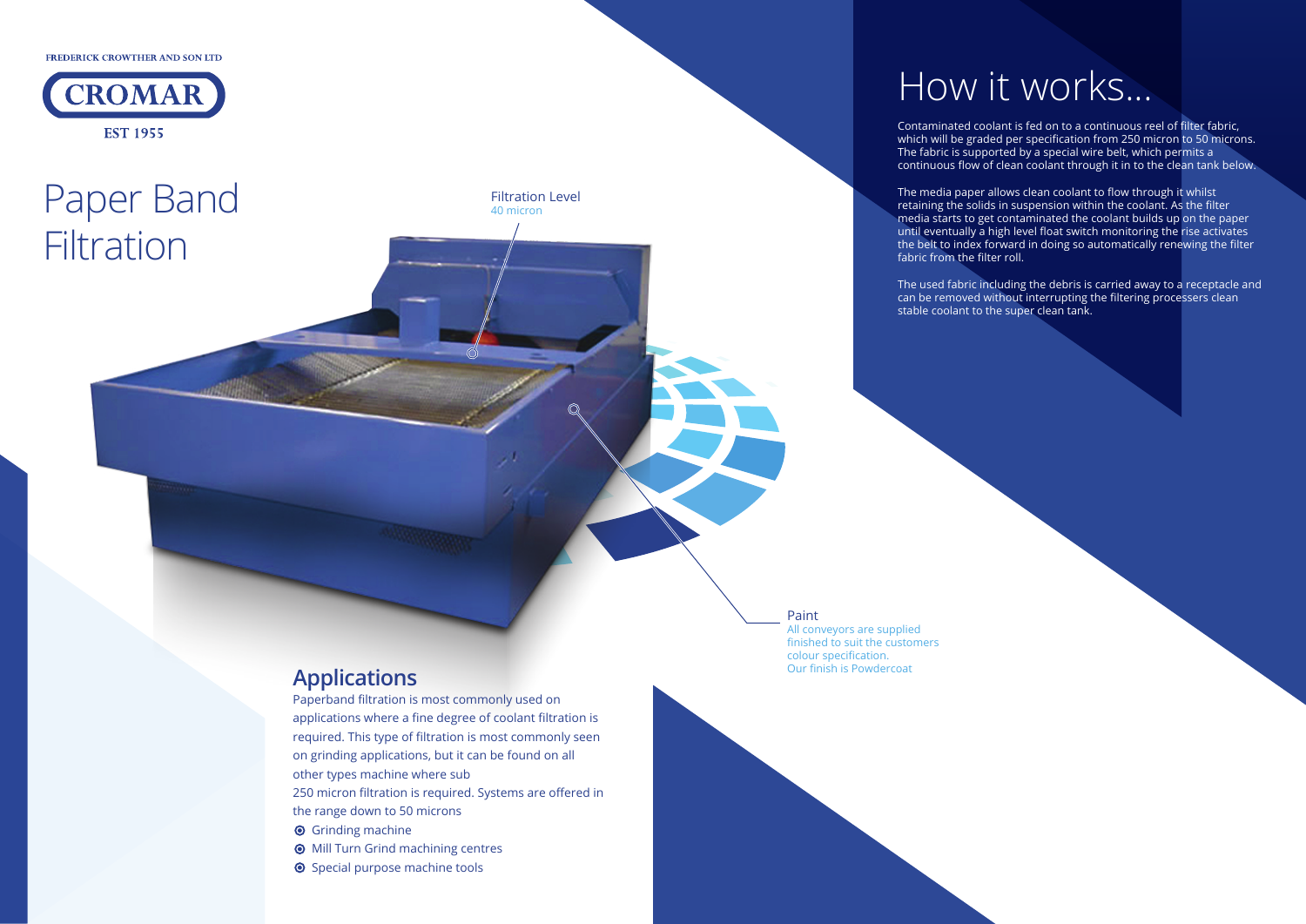FREDERICK CROWTHER AND SON LTD

CROMAR

EST 1955

# Paper Band Filtration

Filtration Level
40 micron

Paint
All conveyors are supplied finished to suit the customers colour specification.
Our finish is Powdercoat

## Applications

Paperband filtration is most commonly used on applications where a fine degree of coolant filtration is required. This type of filtration is most commonly seen on grinding applications, but it can be found on all other types machine where sub
250 micron filtration is required. Systems are offered in the range down to 50 microns

- Grinding machine
- Mill Turn Grind machining centres
- Special purpose machine tools

# How it works...

Contaminated coolant is fed on to a continuous reel of filter fabric, which will be graded per specification from 250 micron to 50 microns. The fabric is supported by a special wire belt, which permits a continuous flow of clean coolant through it in to the clean tank below.

The media paper allows clean coolant to flow through it whilst retaining the solids in suspension within the coolant. As the filter media starts to get contaminated the coolant builds up on the paper until eventually a high level float switch monitoring the rise activates the belt to index forward in doing so automatically renewing the filter fabric from the filter roll.

The used fabric including the debris is carried away to a receptacle and can be removed without interrupting the filtering processers clean stable coolant to the super clean tank.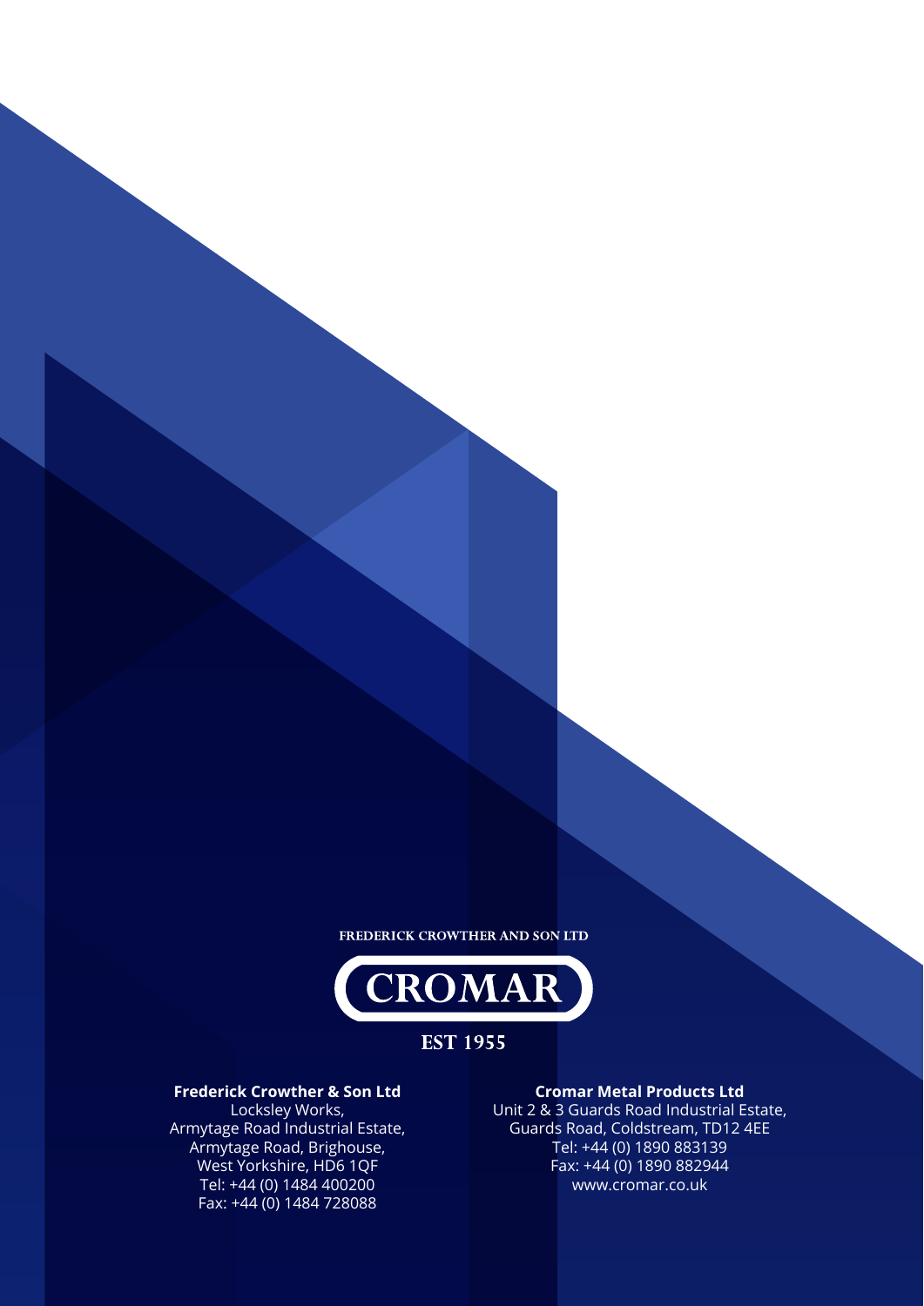FREDERICK CROWTHER AND SON LTD

CROMAR

EST 1955

**Frederick Crowther & Son Ltd**
Locksley Works,
Armytage Road Industrial Estate,
Armytage Road, Brighouse,
West Yorkshire, HD6 1QF
Tel: +44 (0) 1484 400200
Fax: +44 (0) 1484 728088

**Cromar Metal Products Ltd**
Unit 2 & 3 Guards Road Industrial Estate,
Guards Road, Coldstream, TD12 4EE
Tel: +44 (0) 1890 883139
Fax: +44 (0) 1890 882944
www.cromar.co.uk